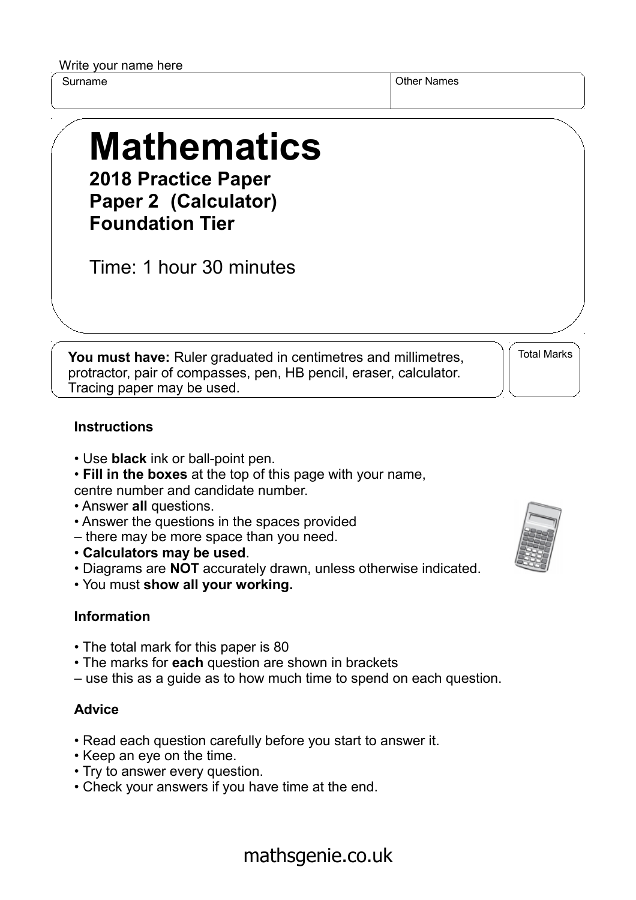Write your name here

| Surname | Other Names |
|---|---|
| | |

# Mathematics

**2018 Practice Paper**
**Paper 2 (Calculator)**
**Foundation Tier**

Time: 1 hour 30 minutes

**You must have:** Ruler graduated in centimetres and millimetres, protractor, pair of compasses, pen, HB pencil, eraser, calculator. Tracing paper may be used.

Total Marks

### Instructions

- Use **black** ink or ball-point pen.
- **Fill in the boxes** at the top of this page with your name, centre number and candidate number.
- Answer **all** questions.
- Answer the questions in the spaces provided – there may be more space than you need.
- **Calculators may be used**.
- Diagrams are **NOT** accurately drawn, unless otherwise indicated.
- You must **show all your working.**

### Information

- The total mark for this paper is 80
- The marks for **each** question are shown in brackets – use this as a guide as to how much time to spend on each question.

### Advice

- Read each question carefully before you start to answer it.
- Keep an eye on the time.
- Try to answer every question.
- Check your answers if you have time at the end.

mathsgenie.co.uk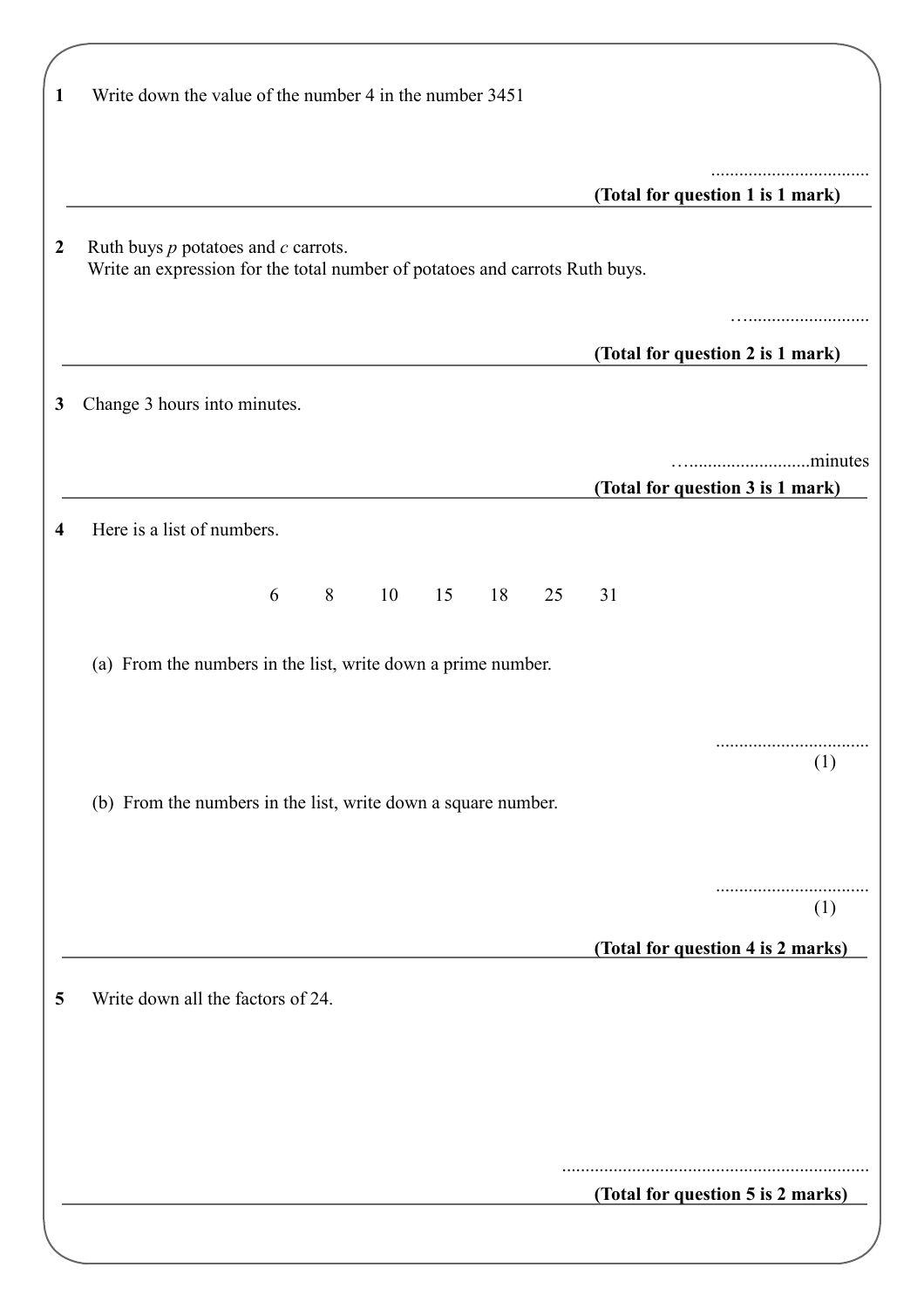**1** Write down the value of the number 4 in the number 3451

..................................

**(Total for question 1 is 1 mark)**

---

**2** Ruth buys $p$ potatoes and $c$ carrots.
Write an expression for the total number of potatoes and carrots Ruth buys.

…..........................

**(Total for question 2 is 1 mark)**

---

**3** Change 3 hours into minutes.

…..........................minutes

**(Total for question 3 is 1 mark)**

---

**4** Here is a list of numbers.

6 8 10 15 18 25 31

(a) From the numbers in the list, write down a prime number.

.................................
(1)

(b) From the numbers in the list, write down a square number.

.................................
(1)

**(Total for question 4 is 2 marks)**

---

**5** Write down all the factors of 24.

..................................................................

**(Total for question 5 is 2 marks)**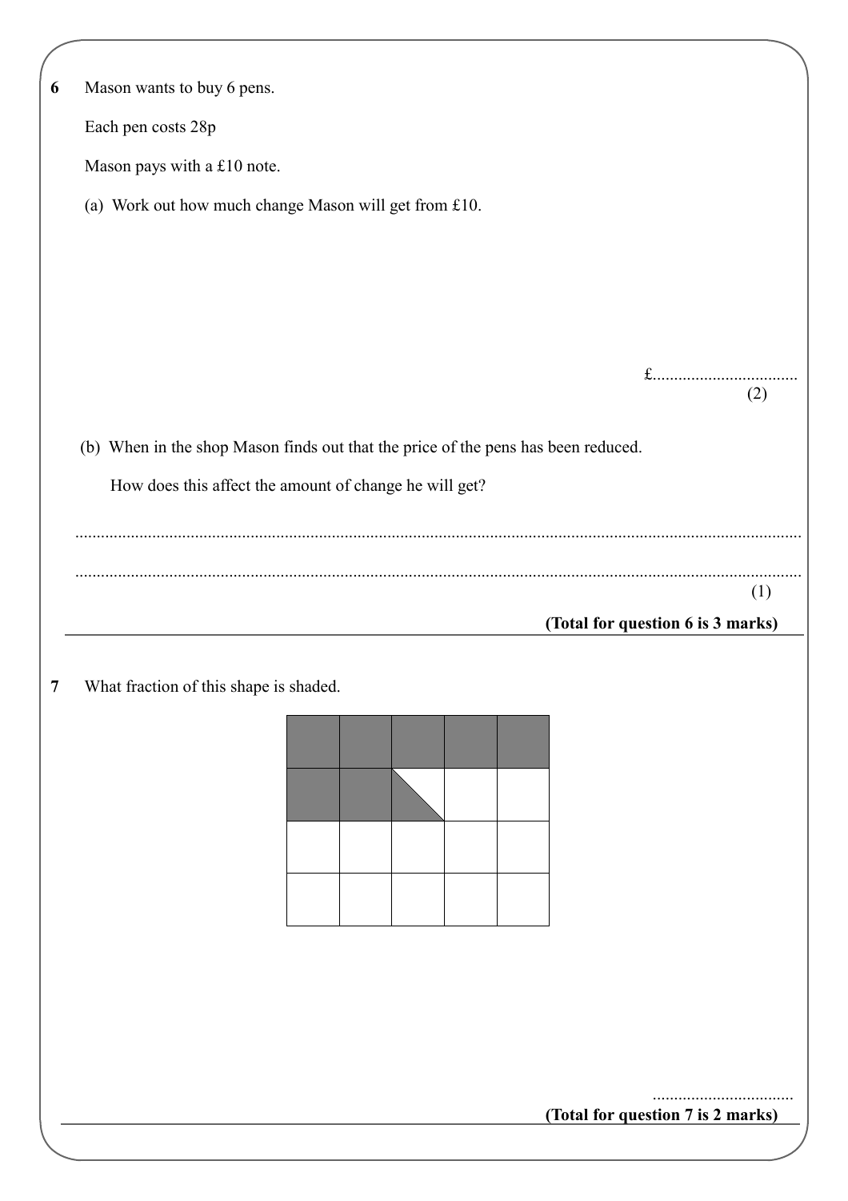**6** Mason wants to buy 6 pens.

Each pen costs 28p

Mason pays with a £10 note.

(a) Work out how much change Mason will get from £10.

£..................................
(2)

(b) When in the shop Mason finds out that the price of the pens has been reduced.

How does this affect the amount of change he will get?

.......................................................................................................................................................

.......................................................................................................................................................
(1)

**(Total for question 6 is 3 marks)**

---

**7** What fraction of this shape is shaded.

..................................

**(Total for question 7 is 2 marks)**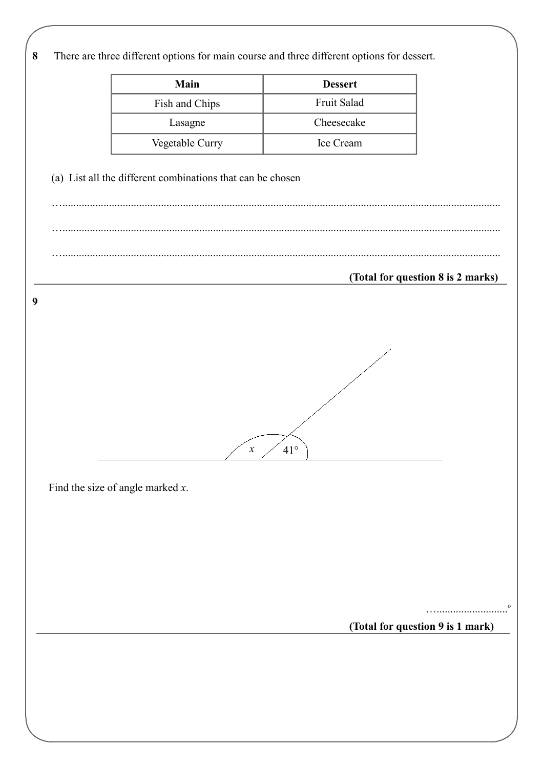**8** There are three different options for main course and three different options for dessert.

| Main | Dessert |
| --- | --- |
| Fish and Chips | Fruit Salad |
| Lasagne | Cheesecake |
| Vegetable Curry | Ice Cream |

(a) List all the different combinations that can be chosen

…...........................................................................................................................................

…...........................................................................................................................................

…...........................................................................................................................................

**(Total for question 8 is 2 marks)**

---

**9**

$x$ 41°

Find the size of angle marked $x$.

…..........................°

**(Total for question 9 is 1 mark)**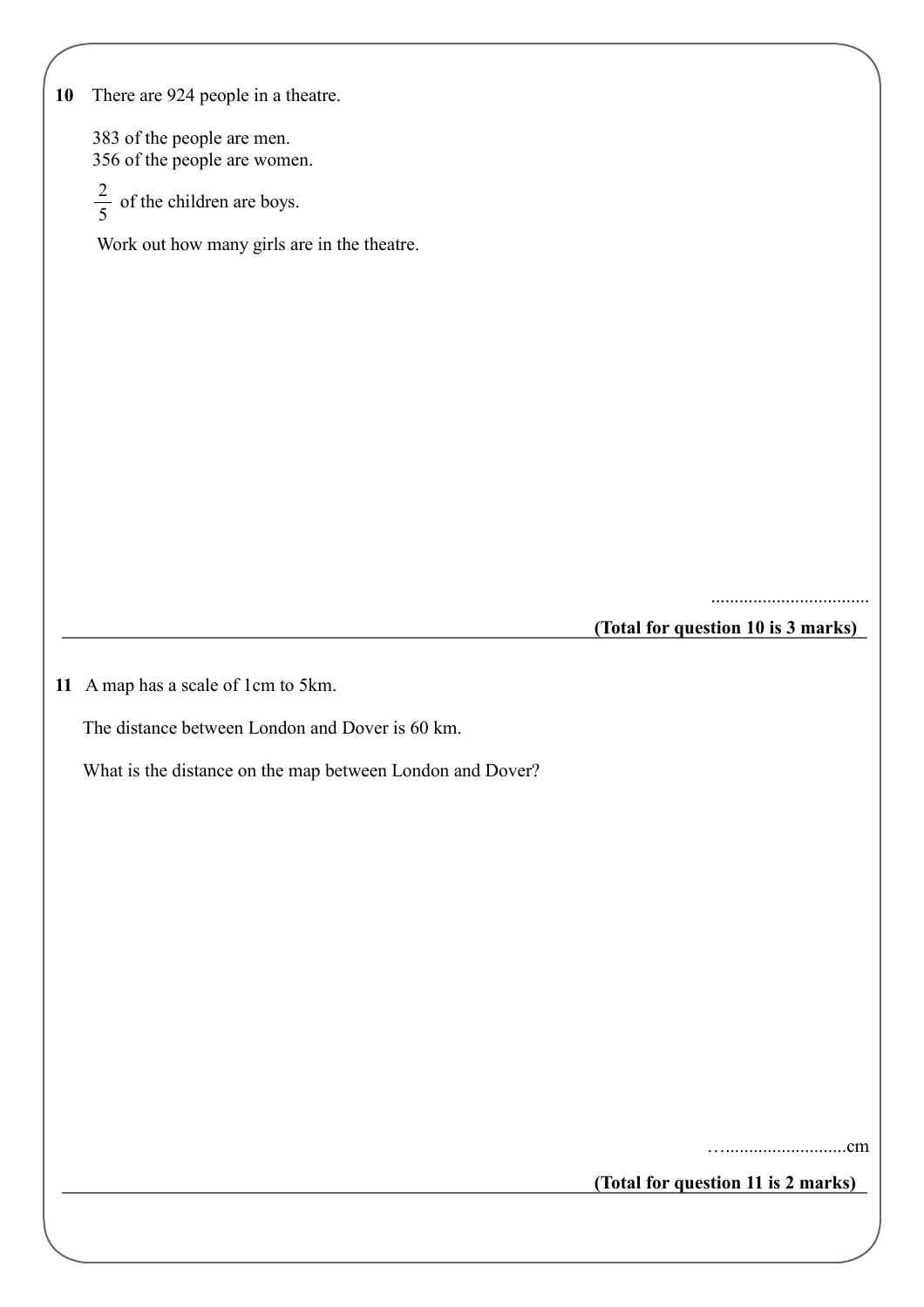**10** There are 924 people in a theatre.

383 of the people are men.
356 of the people are women.

$\frac{2}{5}$ of the children are boys.

Work out how many girls are in the theatre.

..................................

**(Total for question 10 is 3 marks)**

---

**11** A map has a scale of 1cm to 5km.

The distance between London and Dover is 60 km.

What is the distance on the map between London and Dover?

…..........................cm

**(Total for question 11 is 2 marks)**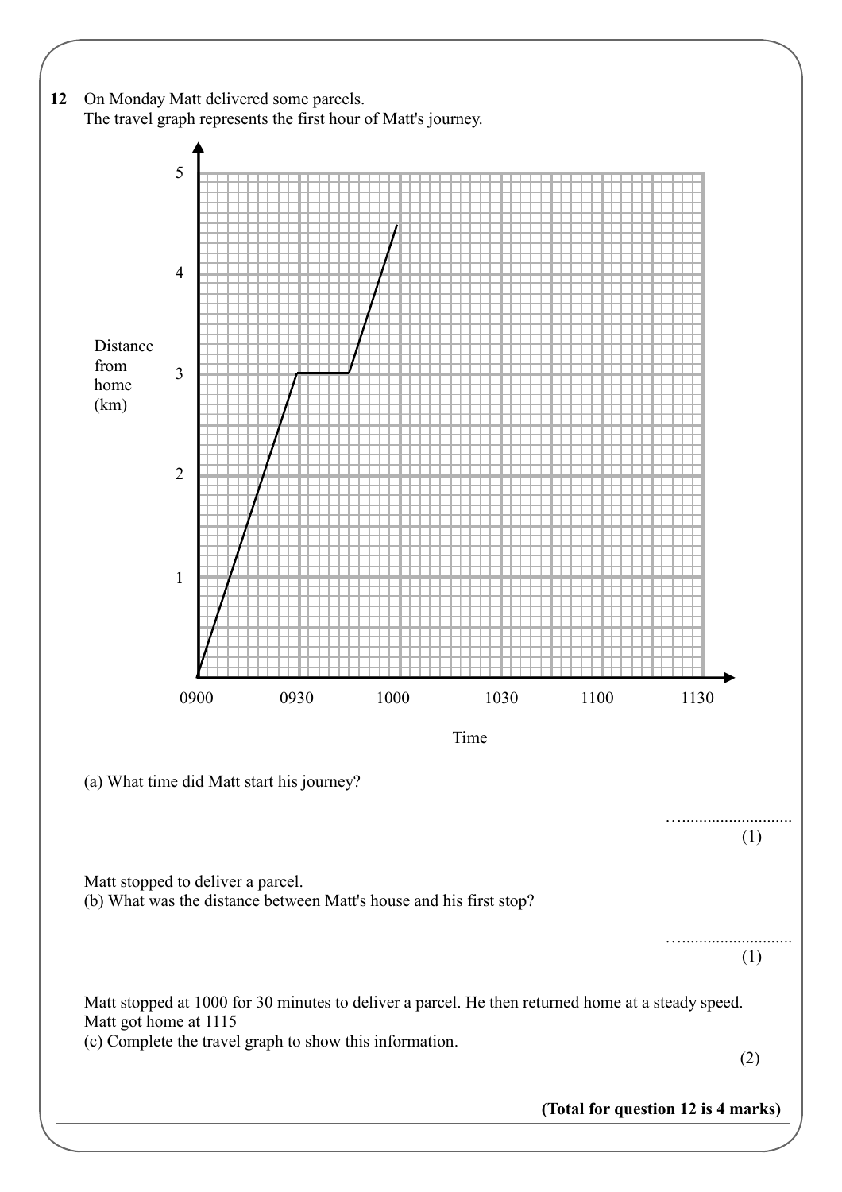**12** On Monday Matt delivered some parcels.
The travel graph represents the first hour of Matt's journey.

(a) What time did Matt start his journey?

…..........................
(1)

Matt stopped to deliver a parcel.
(b) What was the distance between Matt's house and his first stop?

…..........................
(1)

Matt stopped at 1000 for 30 minutes to deliver a parcel. He then returned home at a steady speed.
Matt got home at 1115
(c) Complete the travel graph to show this information.

(2)

**(Total for question 12 is 4 marks)**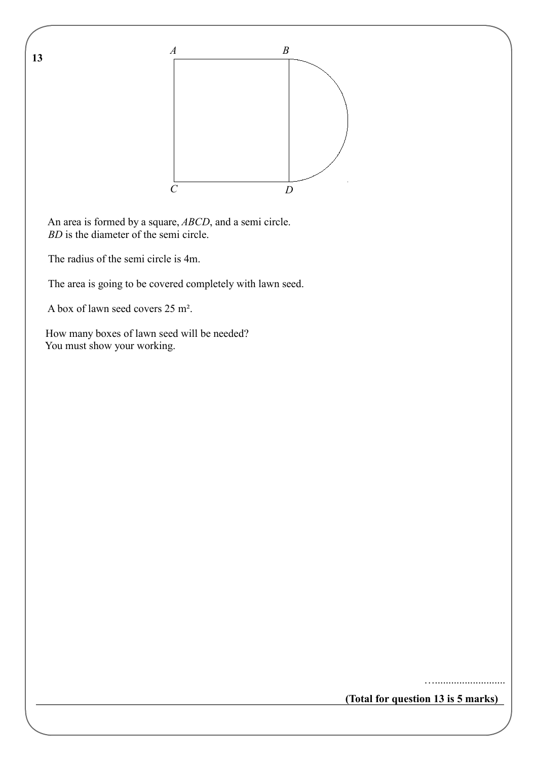**13**

A B C D

An area is formed by a square, *ABCD*, and a semi circle.
*BD* is the diameter of the semi circle.

The radius of the semi circle is 4m.

The area is going to be covered completely with lawn seed.

A box of lawn seed covers 25 m².

How many boxes of lawn seed will be needed?
You must show your working.

…..........................

**(Total for question 13 is 5 marks)**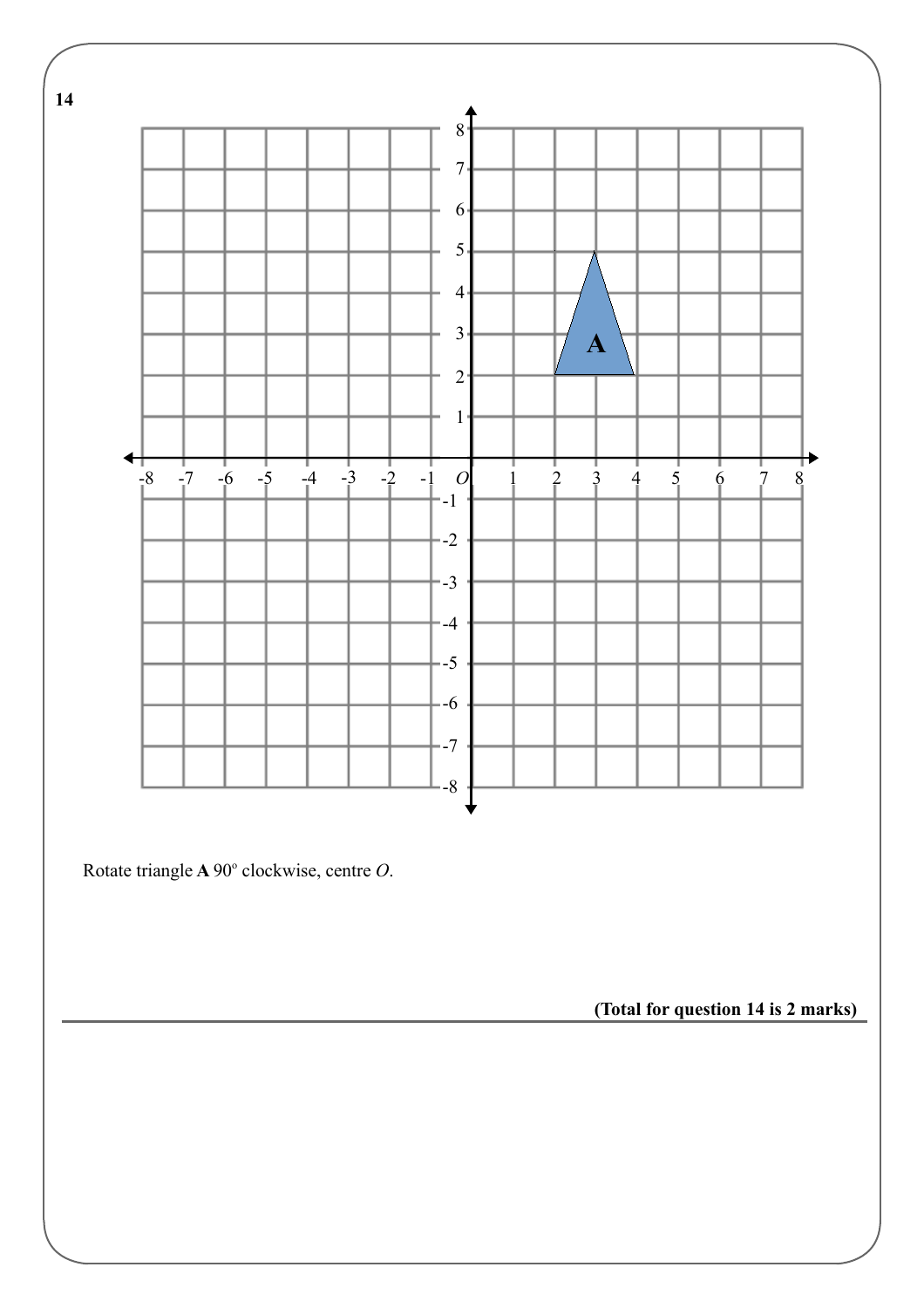**14**

Rotate triangle **A** 90º clockwise, centre *O*.

**(Total for question 14 is 2 marks)**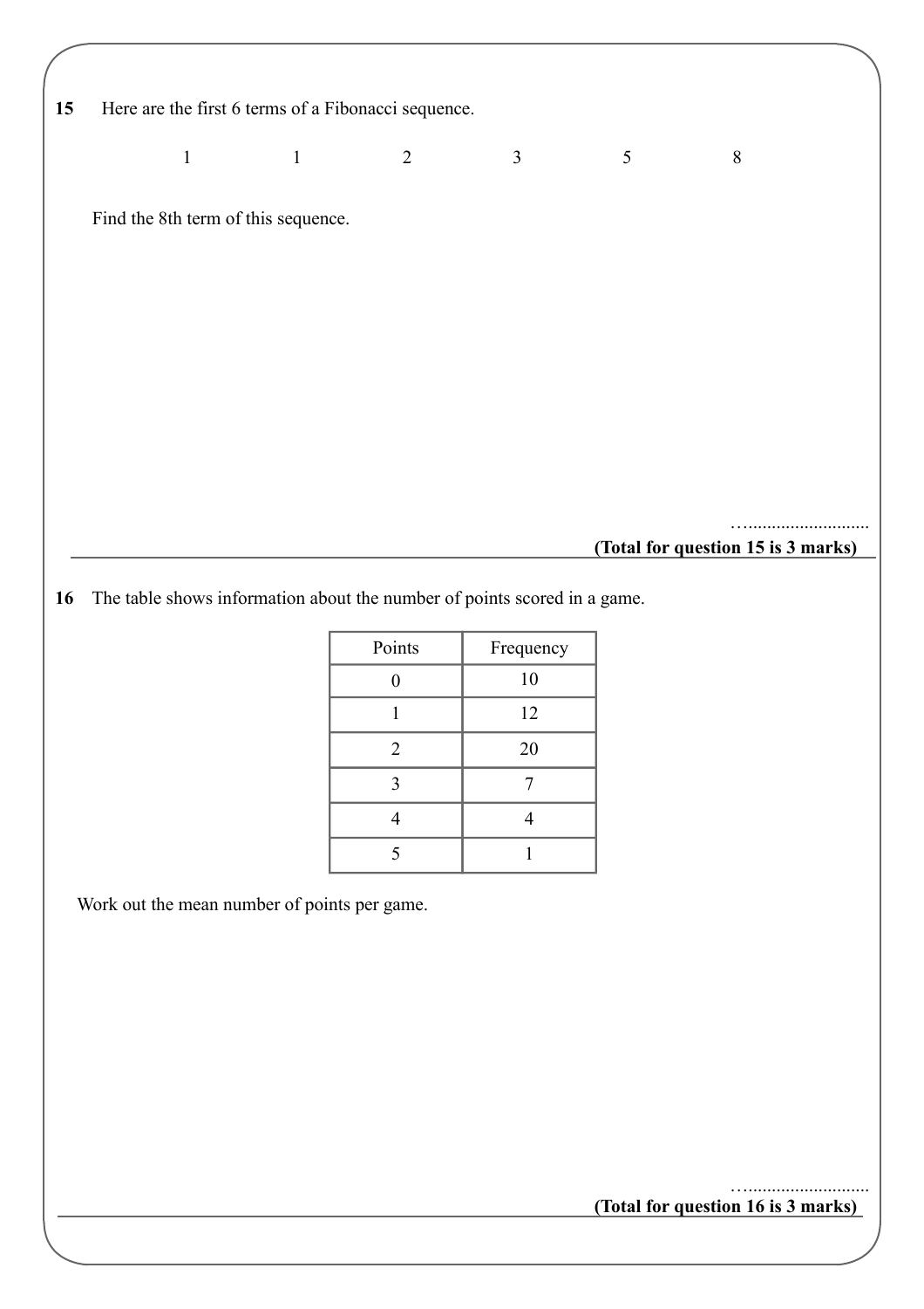**15** Here are the first 6 terms of a Fibonacci sequence.

1 1 2 3 5 8

Find the 8th term of this sequence.

…..........................

**(Total for question 15 is 3 marks)**

---

**16** The table shows information about the number of points scored in a game.

| Points | Frequency |
|---|---|
| 0 | 10 |
| 1 | 12 |
| 2 | 20 |
| 3 | 7 |
| 4 | 4 |
| 5 | 1 |

Work out the mean number of points per game.

…..........................

**(Total for question 16 is 3 marks)**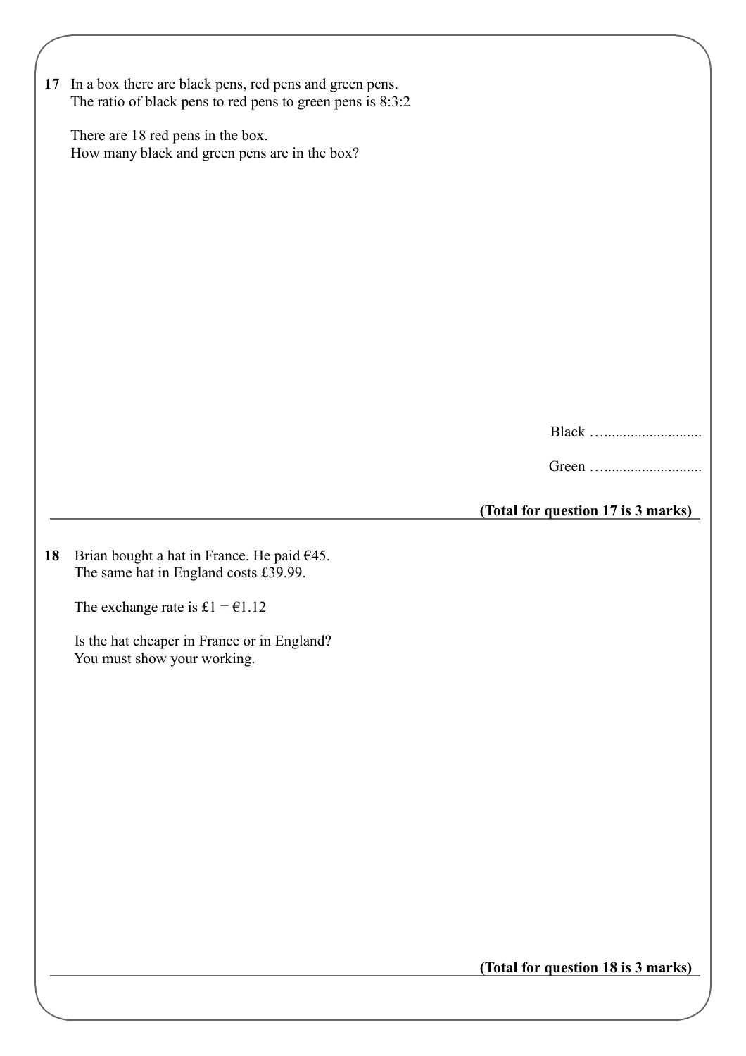**17** In a box there are black pens, red pens and green pens.
The ratio of black pens to red pens to green pens is 8:3:2

There are 18 red pens in the box.
How many black and green pens are in the box?

Black …..........................

Green …..........................

**(Total for question 17 is 3 marks)**

---

**18** Brian bought a hat in France. He paid €45.
The same hat in England costs £39.99.

The exchange rate is £1 = €1.12

Is the hat cheaper in France or in England?
You must show your working.

**(Total for question 18 is 3 marks)**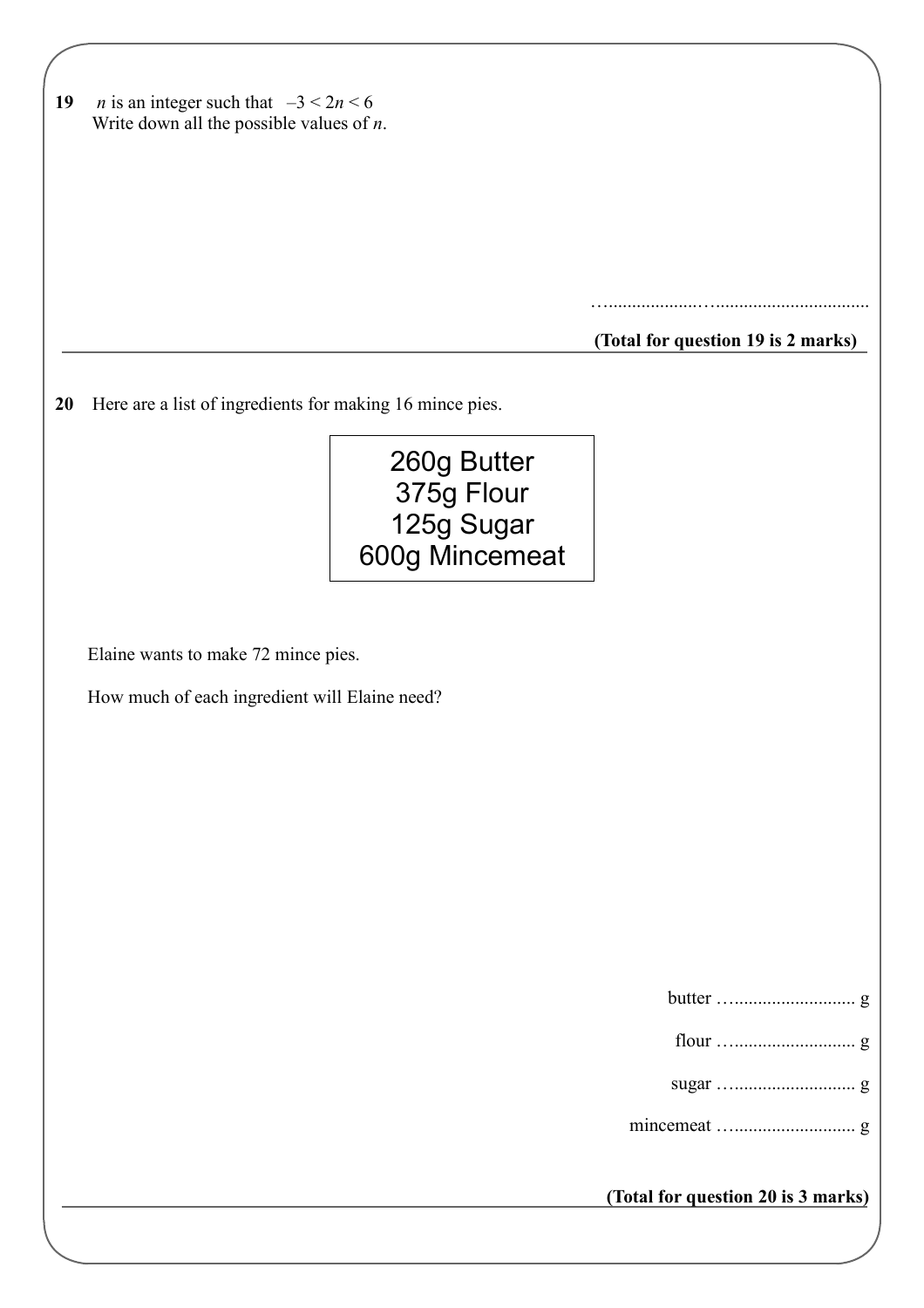**19** $n$ is an integer such that $-3 < 2n < 6$

Write down all the possible values of $n$.

…......................................................

**(Total for question 19 is 2 marks)**

---

**20** Here are a list of ingredients for making 16 mince pies.

> 260g Butter
> 375g Flour
> 125g Sugar
> 600g Mincemeat

Elaine wants to make 72 mince pies.

How much of each ingredient will Elaine need?

butter …......................... g

flour …......................... g

sugar …......................... g

mincemeat …......................... g

**(Total for question 20 is 3 marks)**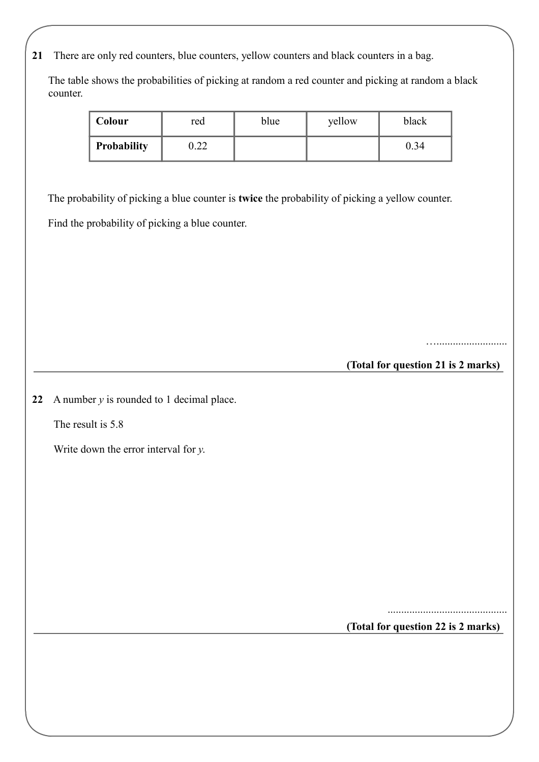**21** There are only red counters, blue counters, yellow counters and black counters in a bag.

The table shows the probabilities of picking at random a red counter and picking at random a black counter.

| **Colour** | red | blue | yellow | black |
|---|---|---|---|---|
| **Probability** | 0.22 | | | 0.34 |

The probability of picking a blue counter is **twice** the probability of picking a yellow counter.

Find the probability of picking a blue counter.

…..........................

**(Total for question 21 is 2 marks)**

---

**22** A number $y$ is rounded to 1 decimal place.

The result is 5.8

Write down the error interval for $y$.

............................................

**(Total for question 22 is 2 marks)**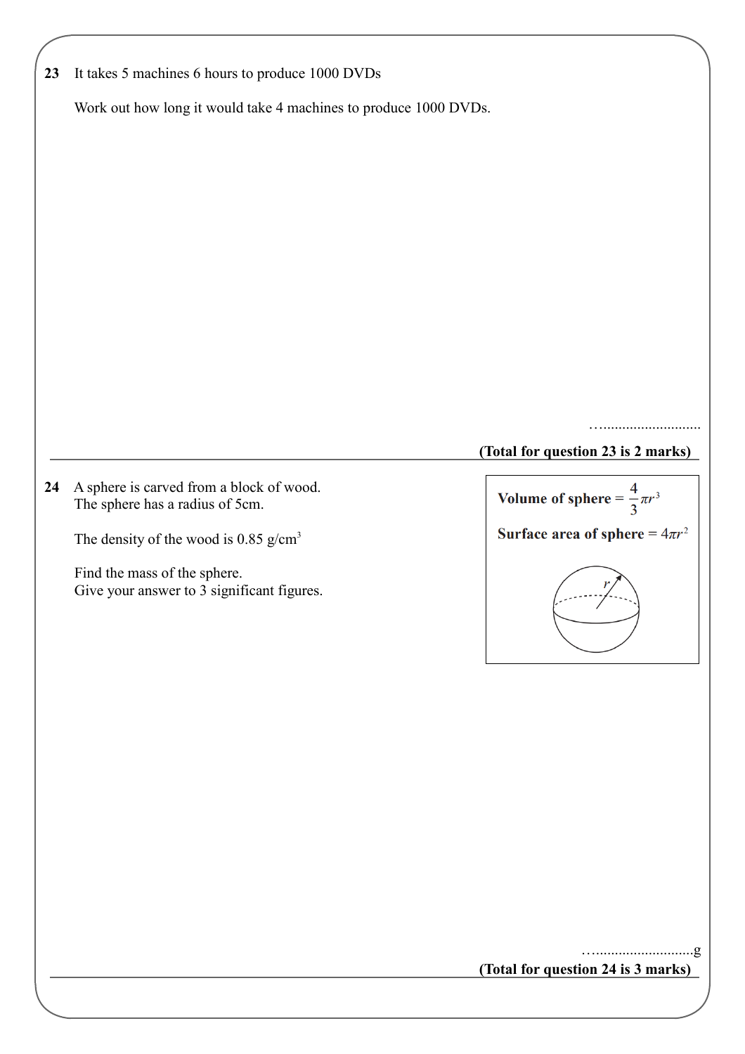**23** It takes 5 machines 6 hours to produce 1000 DVDs

Work out how long it would take 4 machines to produce 1000 DVDs.

…..........................

**(Total for question 23 is 2 marks)**

---

**24** A sphere is carved from a block of wood.
The sphere has a radius of 5cm.

The density of the wood is 0.85 g/cm$^3$

Find the mass of the sphere.
Give your answer to 3 significant figures.

**Volume of sphere** = $\frac{4}{3}\pi r^3$

**Surface area of sphere** = $4\pi r^2$

…..........................g

**(Total for question 24 is 3 marks)**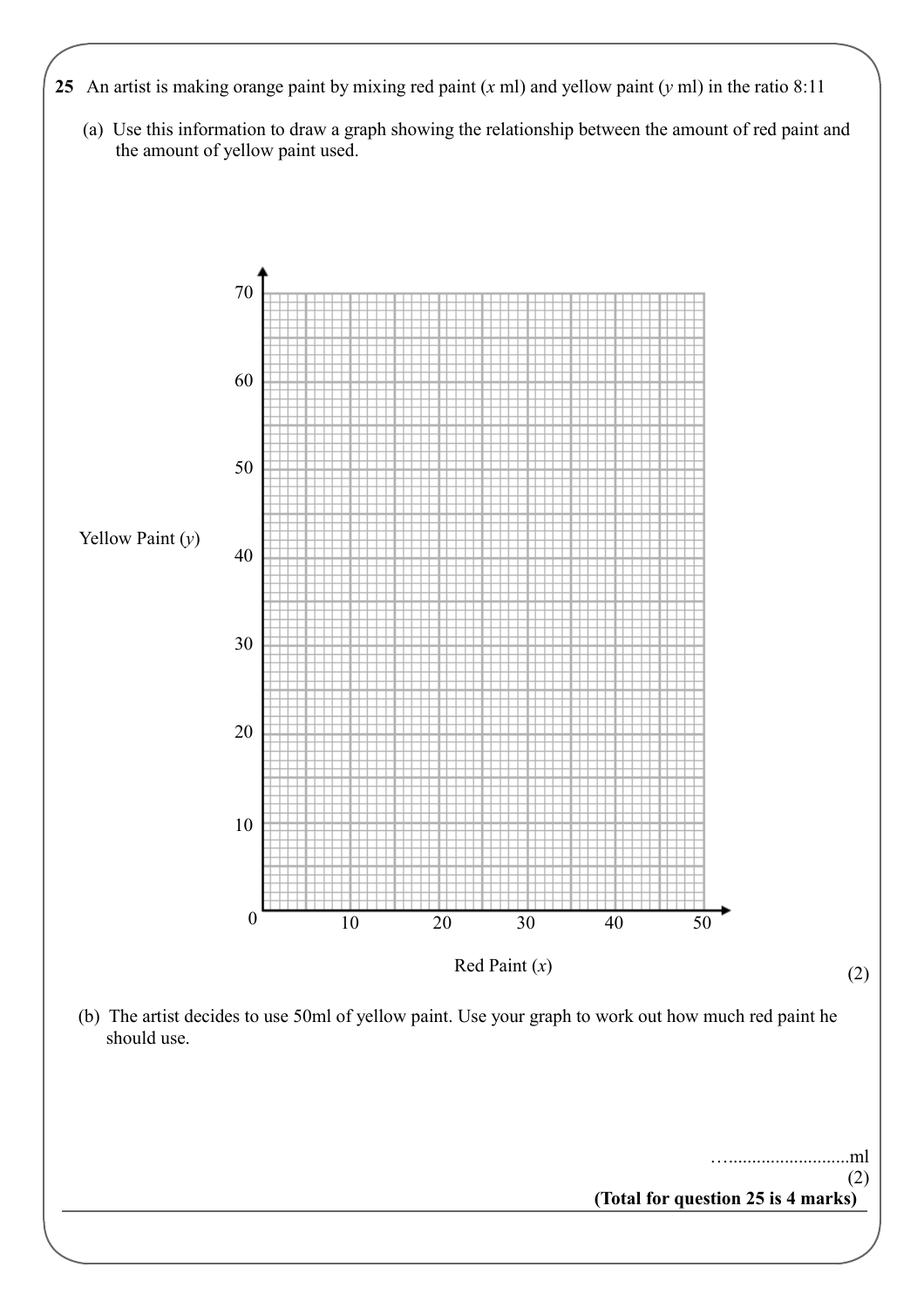**25** An artist is making orange paint by mixing red paint ($x$ ml) and yellow paint ($y$ ml) in the ratio 8:11

(a) Use this information to draw a graph showing the relationship between the amount of red paint and the amount of yellow paint used.

Yellow Paint ($y$)

70
60
50
40
30
20
10
0

10 20 30 40 50

Red Paint ($x$)

(2)

(b) The artist decides to use 50ml of yellow paint. Use your graph to work out how much red paint he should use.

…..........................ml

(2)

**(Total for question 25 is 4 marks)**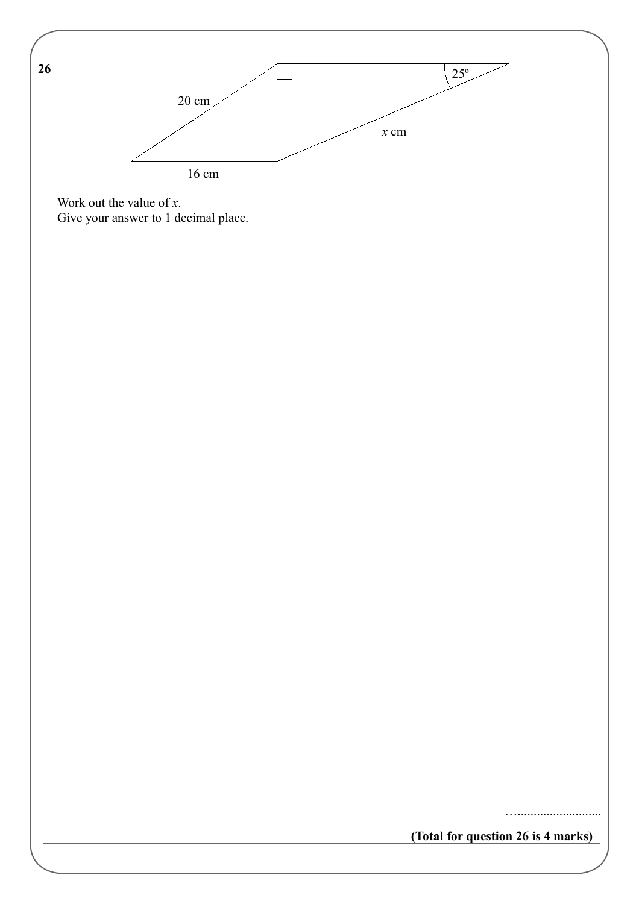**26**

20 cm

25°

$x$ cm

16 cm

Work out the value of $x$.
Give your answer to 1 decimal place.

…..........................

**(Total for question 26 is 4 marks)**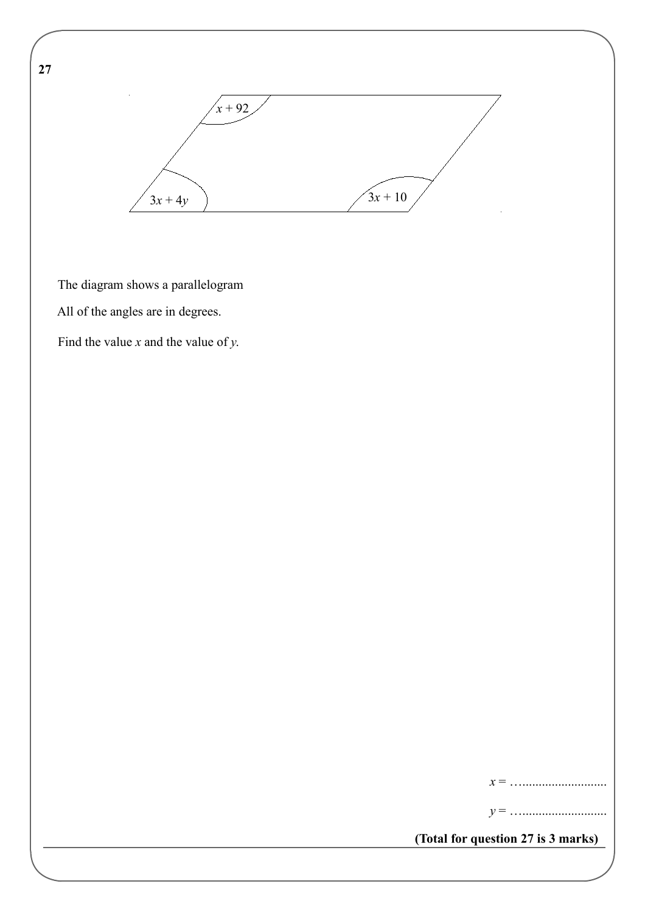**27**

$x + 92$

$3x + 4y$

$3x + 10$

The diagram shows a parallelogram

All of the angles are in degrees.

Find the value $x$ and the value of $y$.

$x$ = …..........................

$y$ = …..........................

**(Total for question 27 is 3 marks)**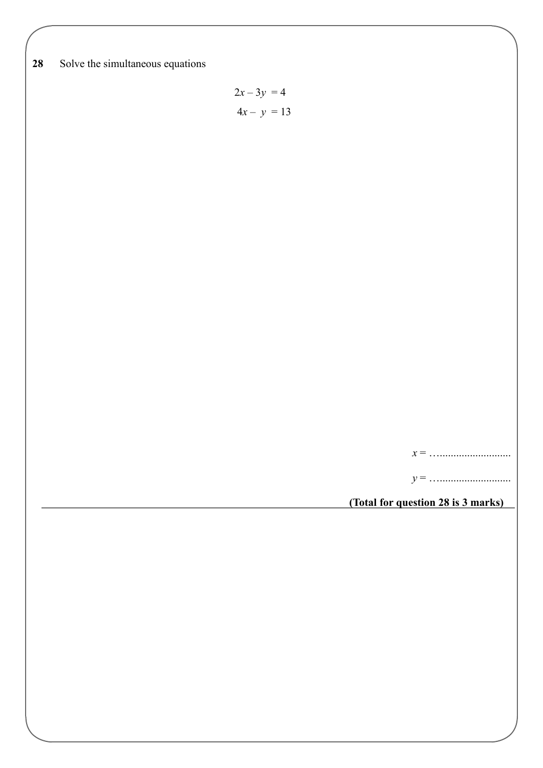**28** Solve the simultaneous equations

$$2x - 3y = 4$$
$$4x - y = 13$$

$x =$ …..........................

$y =$ …..........................

**(Total for question 28 is 3 marks)**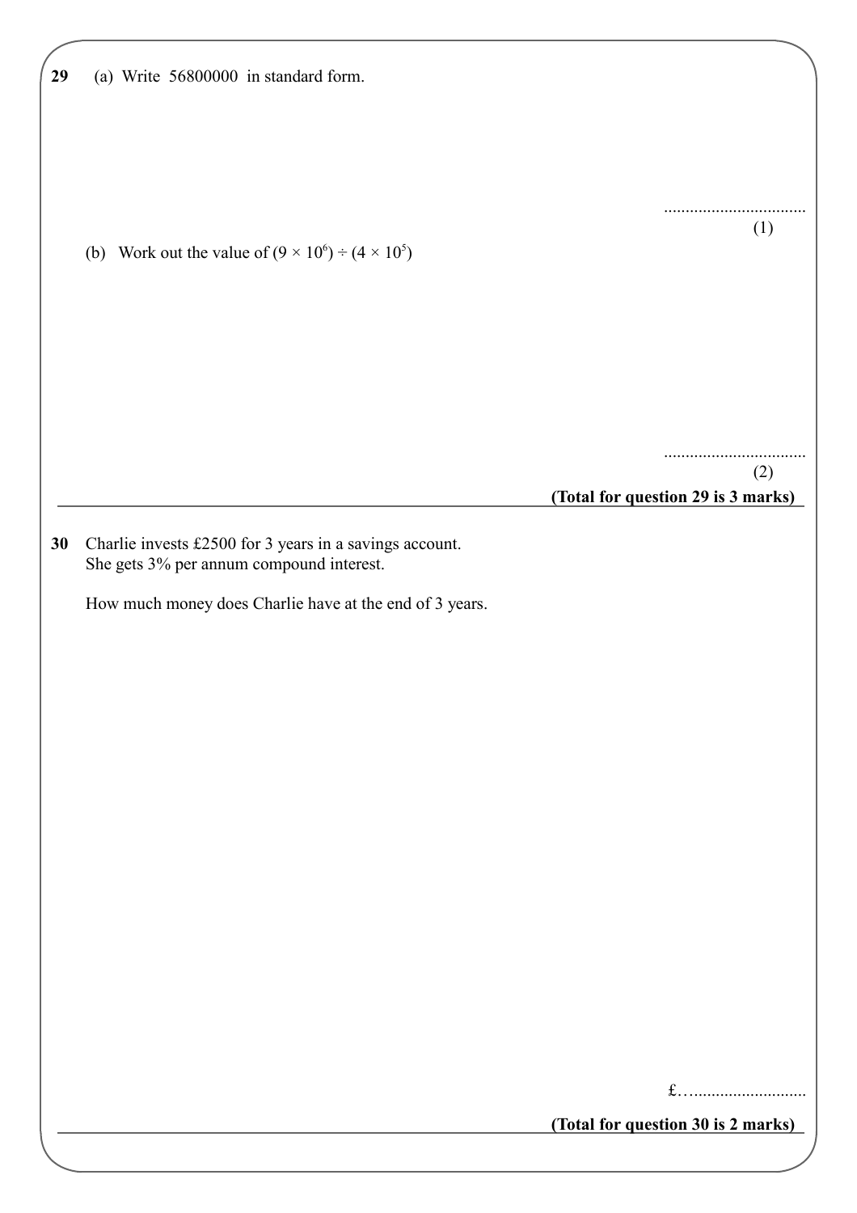**29** (a) Write 56800000 in standard form.

..................................

(1)

(b) Work out the value of $(9 \times 10^6) \div (4 \times 10^5)$

..................................

(2)

**(Total for question 29 is 3 marks)**

---

**30** Charlie invests £2500 for 3 years in a savings account.
She gets 3% per annum compound interest.

How much money does Charlie have at the end of 3 years.

£…..........................

**(Total for question 30 is 2 marks)**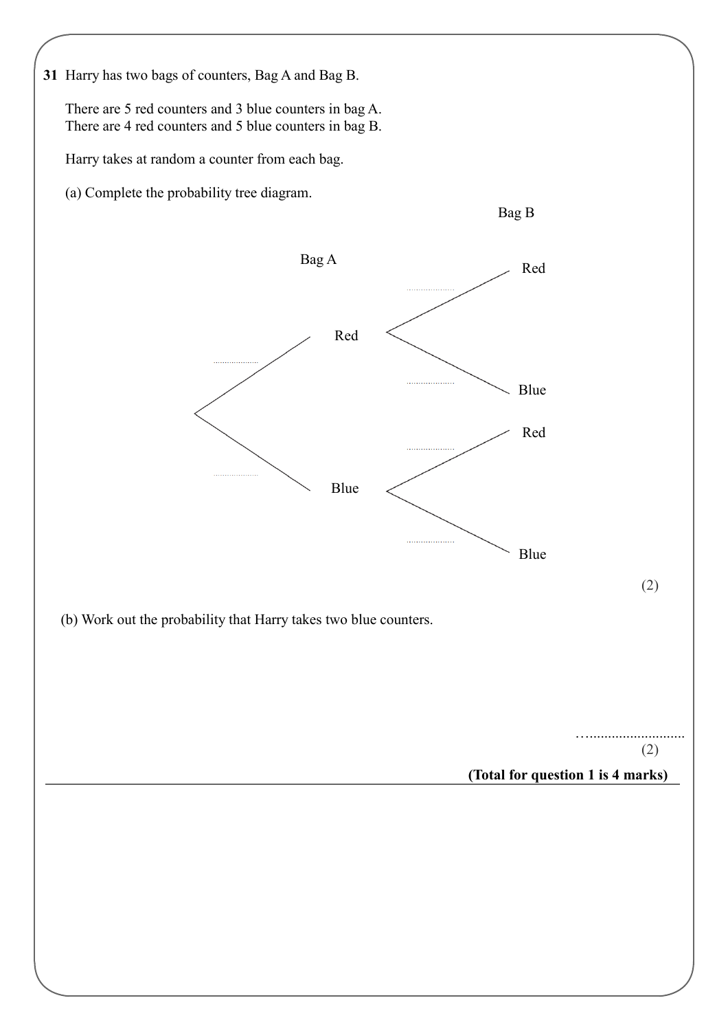**31** Harry has two bags of counters, Bag A and Bag B.

There are 5 red counters and 3 blue counters in bag A.
There are 4 red counters and 5 blue counters in bag B.

Harry takes at random a counter from each bag.

(a) Complete the probability tree diagram.

Bag A

Bag B

..................

Red

..................

Red

..................

Blue

..................

Red

..................

Blue

..................

Blue

(2)

(b) Work out the probability that Harry takes two blue counters.

…..........................

(2)

**(Total for question 1 is 4 marks)**